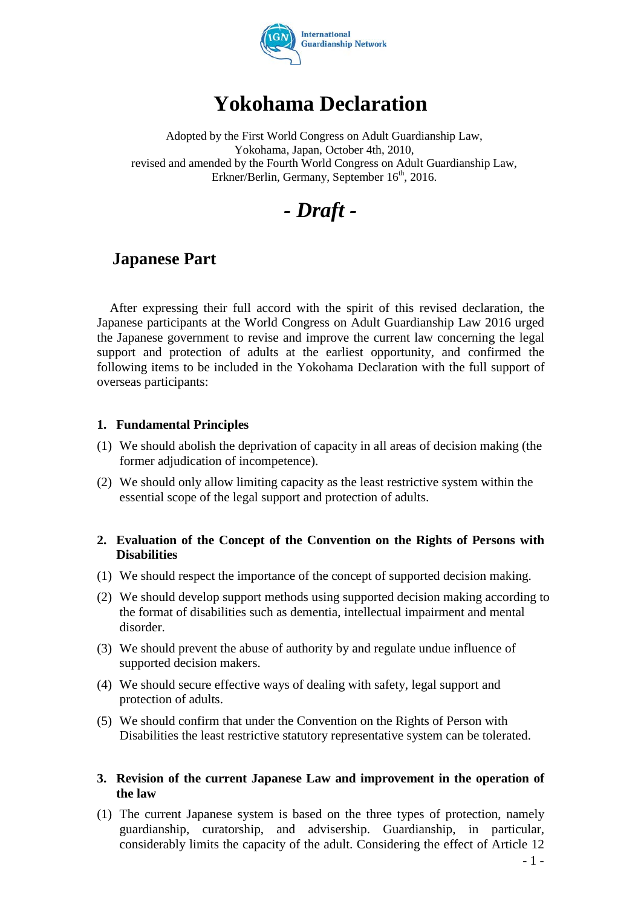International Guardianship Network

# Yokohama Declaration

Adopted by the First World Congress on Adult Guardianship Law,
Yokohama, Japan, October 4th, 2010,
revised and amended by the Fourth World Congress on Adult Guardianship Law,
Erkner/Berlin, Germany, September 16th, 2016.

## *- Draft -*

## Japanese Part

After expressing their full accord with the spirit of this revised declaration, the Japanese participants at the World Congress on Adult Guardianship Law 2016 urged the Japanese government to revise and improve the current law concerning the legal support and protection of adults at the earliest opportunity, and confirmed the following items to be included in the Yokohama Declaration with the full support of overseas participants:

### 1. Fundamental Principles

(1) We should abolish the deprivation of capacity in all areas of decision making (the former adjudication of incompetence).

(2) We should only allow limiting capacity as the least restrictive system within the essential scope of the legal support and protection of adults.

### 2. Evaluation of the Concept of the Convention on the Rights of Persons with Disabilities

(1) We should respect the importance of the concept of supported decision making.

(2) We should develop support methods using supported decision making according to the format of disabilities such as dementia, intellectual impairment and mental disorder.

(3) We should prevent the abuse of authority by and regulate undue influence of supported decision makers.

(4) We should secure effective ways of dealing with safety, legal support and protection of adults.

(5) We should confirm that under the Convention on the Rights of Person with Disabilities the least restrictive statutory representative system can be tolerated.

### 3. Revision of the current Japanese Law and improvement in the operation of the law

(1) The current Japanese system is based on the three types of protection, namely guardianship, curatorship, and advisership. Guardianship, in particular, considerably limits the capacity of the adult. Considering the effect of Article 12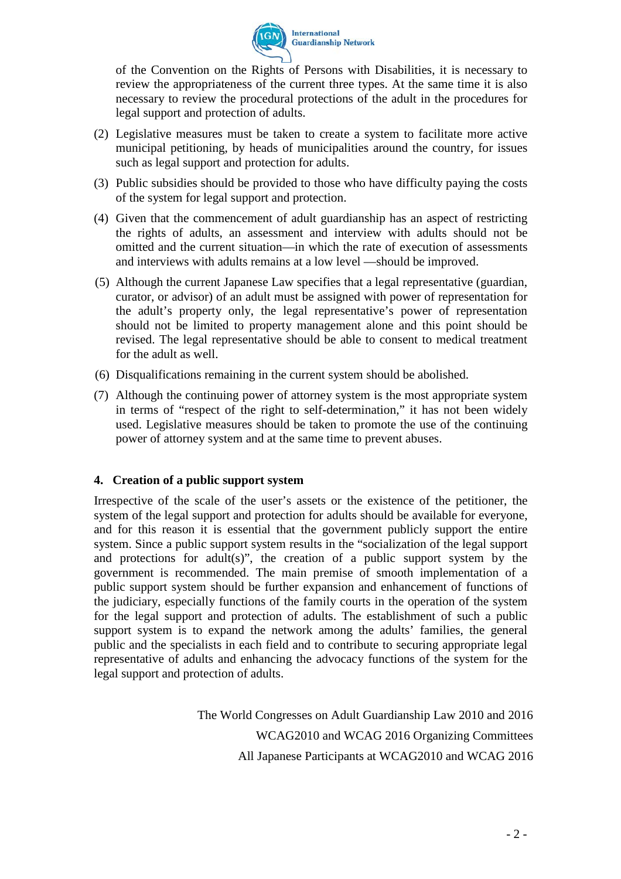of the Convention on the Rights of Persons with Disabilities, it is necessary to review the appropriateness of the current three types. At the same time it is also necessary to review the procedural protections of the adult in the procedures for legal support and protection of adults.

(2) Legislative measures must be taken to create a system to facilitate more active municipal petitioning, by heads of municipalities around the country, for issues such as legal support and protection for adults.

(3) Public subsidies should be provided to those who have difficulty paying the costs of the system for legal support and protection.

(4) Given that the commencement of adult guardianship has an aspect of restricting the rights of adults, an assessment and interview with adults should not be omitted and the current situation—in which the rate of execution of assessments and interviews with adults remains at a low level —should be improved.

(5) Although the current Japanese Law specifies that a legal representative (guardian, curator, or advisor) of an adult must be assigned with power of representation for the adult's property only, the legal representative's power of representation should not be limited to property management alone and this point should be revised. The legal representative should be able to consent to medical treatment for the adult as well.

(6) Disqualifications remaining in the current system should be abolished.

(7) Although the continuing power of attorney system is the most appropriate system in terms of "respect of the right to self-determination," it has not been widely used. Legislative measures should be taken to promote the use of the continuing power of attorney system and at the same time to prevent abuses.

### 4. Creation of a public support system

Irrespective of the scale of the user's assets or the existence of the petitioner, the system of the legal support and protection for adults should be available for everyone, and for this reason it is essential that the government publicly support the entire system. Since a public support system results in the "socialization of the legal support and protections for adult(s)", the creation of a public support system by the government is recommended. The main premise of smooth implementation of a public support system should be further expansion and enhancement of functions of the judiciary, especially functions of the family courts in the operation of the system for the legal support and protection of adults. The establishment of such a public support system is to expand the network among the adults' families, the general public and the specialists in each field and to contribute to securing appropriate legal representative of adults and enhancing the advocacy functions of the system for the legal support and protection of adults.

The World Congresses on Adult Guardianship Law 2010 and 2016

WCAG2010 and WCAG 2016 Organizing Committees

All Japanese Participants at WCAG2010 and WCAG 2016